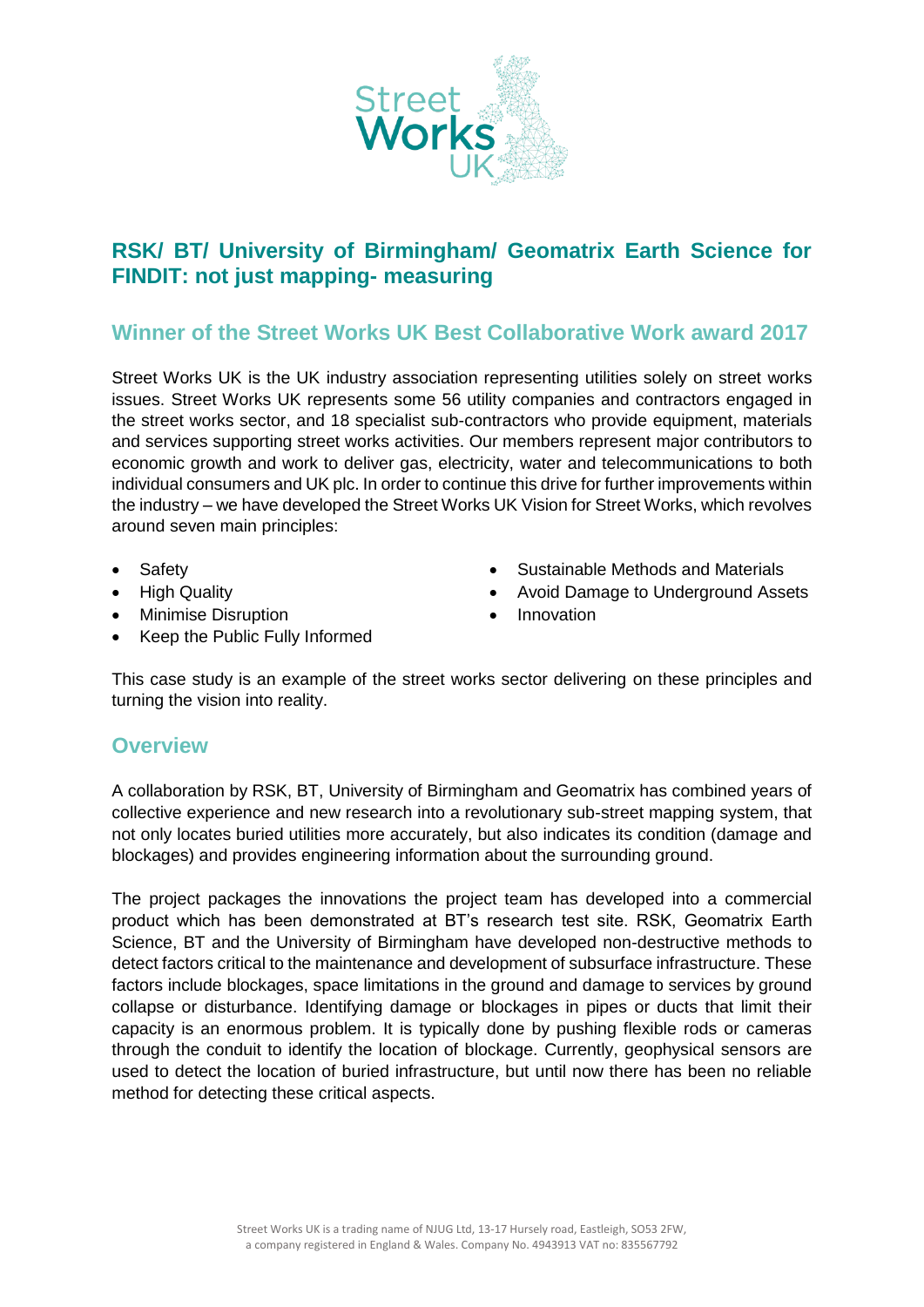# RSK/ BT/ University of Birmingham/ Geomatrix Earth Science for FINDIT: not just mapping- measuring

## Winner of the Street Works UK Best Collaborative Work award 2017

Street Works UK is the UK industry association representing utilities solely on street works issues. Street Works UK represents some 56 utility companies and contractors engaged in the street works sector, and 18 specialist sub-contractors who provide equipment, materials and services supporting street works activities. Our members represent major contributors to economic growth and work to deliver gas, electricity, water and telecommunications to both individual consumers and UK plc. In order to continue this drive for further improvements within the industry – we have developed the Street Works UK Vision for Street Works, which revolves around seven main principles:

- Safety
- High Quality
- Minimise Disruption
- Keep the Public Fully Informed
- Sustainable Methods and Materials
- Avoid Damage to Underground Assets
- Innovation

This case study is an example of the street works sector delivering on these principles and turning the vision into reality.

## Overview

A collaboration by RSK, BT, University of Birmingham and Geomatrix has combined years of collective experience and new research into a revolutionary sub-street mapping system, that not only locates buried utilities more accurately, but also indicates its condition (damage and blockages) and provides engineering information about the surrounding ground.

The project packages the innovations the project team has developed into a commercial product which has been demonstrated at BT's research test site. RSK, Geomatrix Earth Science, BT and the University of Birmingham have developed non-destructive methods to detect factors critical to the maintenance and development of subsurface infrastructure. These factors include blockages, space limitations in the ground and damage to services by ground collapse or disturbance. Identifying damage or blockages in pipes or ducts that limit their capacity is an enormous problem. It is typically done by pushing flexible rods or cameras through the conduit to identify the location of blockage. Currently, geophysical sensors are used to detect the location of buried infrastructure, but until now there has been no reliable method for detecting these critical aspects.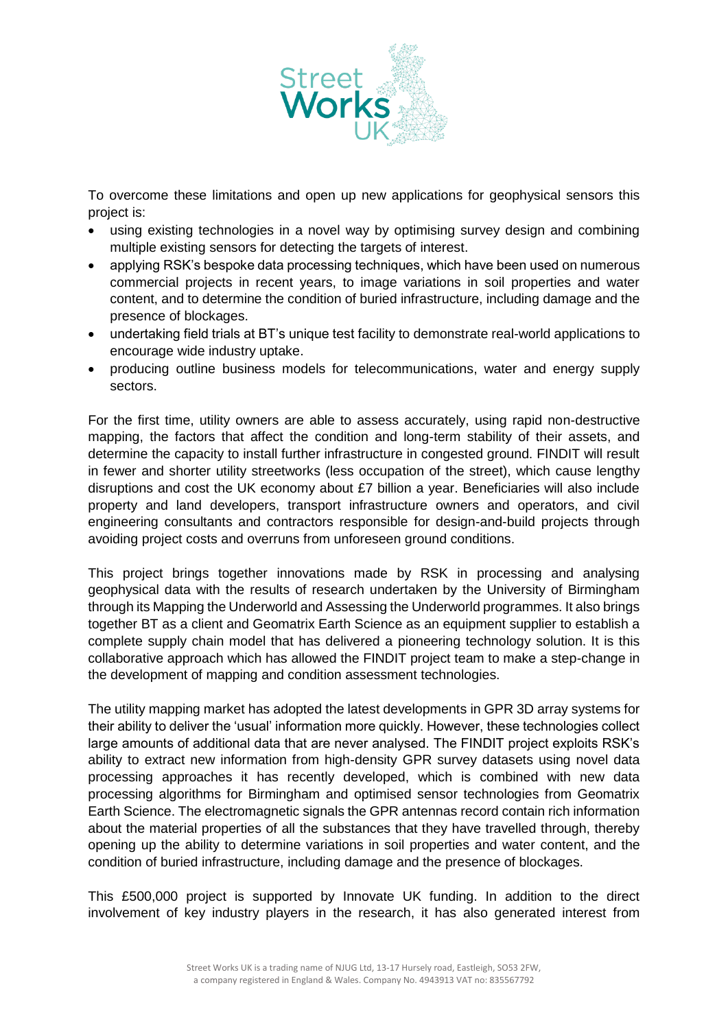To overcome these limitations and open up new applications for geophysical sensors this project is:

- using existing technologies in a novel way by optimising survey design and combining multiple existing sensors for detecting the targets of interest.
- applying RSK's bespoke data processing techniques, which have been used on numerous commercial projects in recent years, to image variations in soil properties and water content, and to determine the condition of buried infrastructure, including damage and the presence of blockages.
- undertaking field trials at BT's unique test facility to demonstrate real-world applications to encourage wide industry uptake.
- producing outline business models for telecommunications, water and energy supply sectors.

For the first time, utility owners are able to assess accurately, using rapid non-destructive mapping, the factors that affect the condition and long-term stability of their assets, and determine the capacity to install further infrastructure in congested ground. FINDIT will result in fewer and shorter utility streetworks (less occupation of the street), which cause lengthy disruptions and cost the UK economy about £7 billion a year. Beneficiaries will also include property and land developers, transport infrastructure owners and operators, and civil engineering consultants and contractors responsible for design-and-build projects through avoiding project costs and overruns from unforeseen ground conditions.

This project brings together innovations made by RSK in processing and analysing geophysical data with the results of research undertaken by the University of Birmingham through its Mapping the Underworld and Assessing the Underworld programmes. It also brings together BT as a client and Geomatrix Earth Science as an equipment supplier to establish a complete supply chain model that has delivered a pioneering technology solution. It is this collaborative approach which has allowed the FINDIT project team to make a step-change in the development of mapping and condition assessment technologies.

The utility mapping market has adopted the latest developments in GPR 3D array systems for their ability to deliver the 'usual' information more quickly. However, these technologies collect large amounts of additional data that are never analysed. The FINDIT project exploits RSK's ability to extract new information from high-density GPR survey datasets using novel data processing approaches it has recently developed, which is combined with new data processing algorithms for Birmingham and optimised sensor technologies from Geomatrix Earth Science. The electromagnetic signals the GPR antennas record contain rich information about the material properties of all the substances that they have travelled through, thereby opening up the ability to determine variations in soil properties and water content, and the condition of buried infrastructure, including damage and the presence of blockages.

This £500,000 project is supported by Innovate UK funding. In addition to the direct involvement of key industry players in the research, it has also generated interest from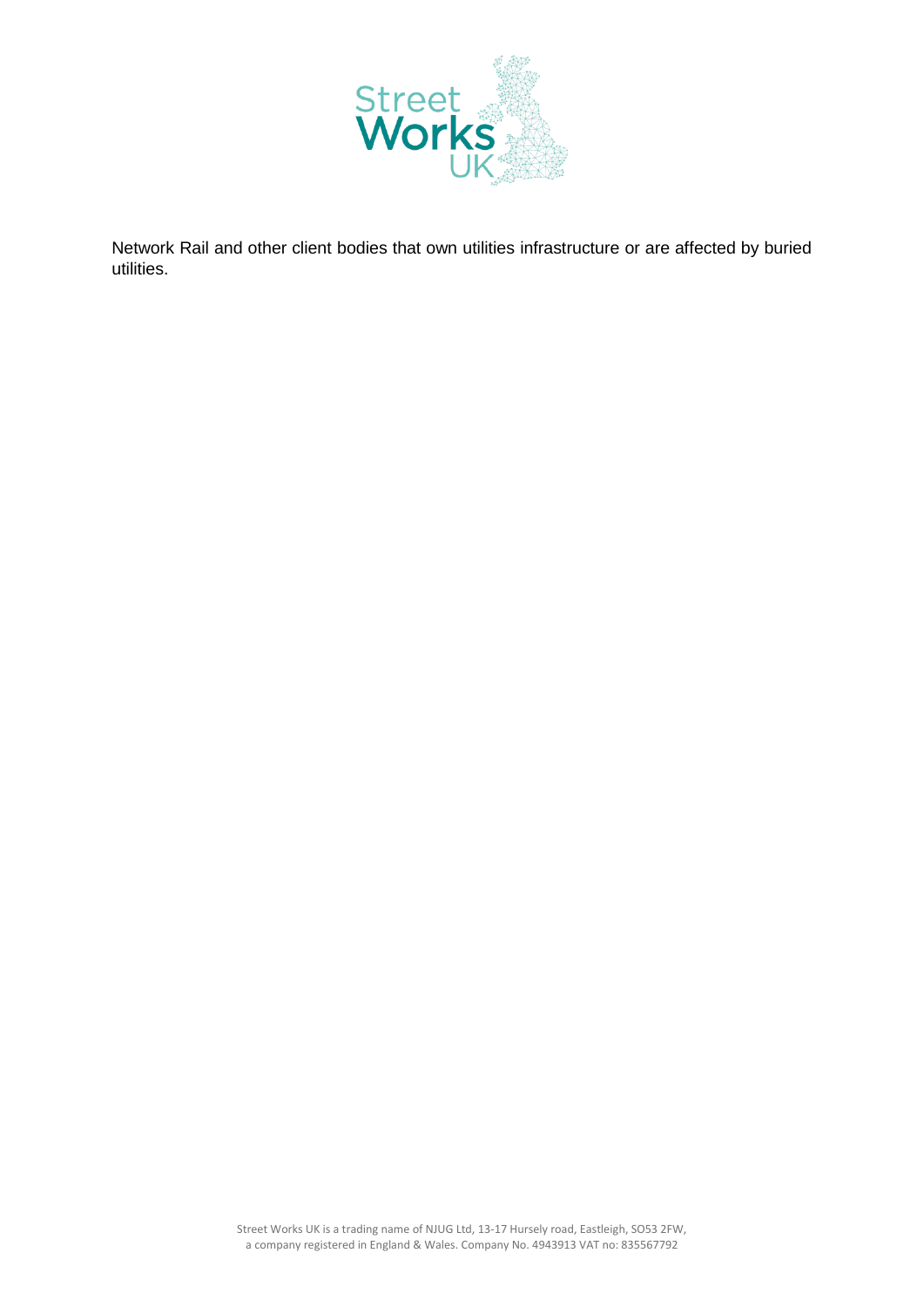Network Rail and other client bodies that own utilities infrastructure or are affected by buried utilities.